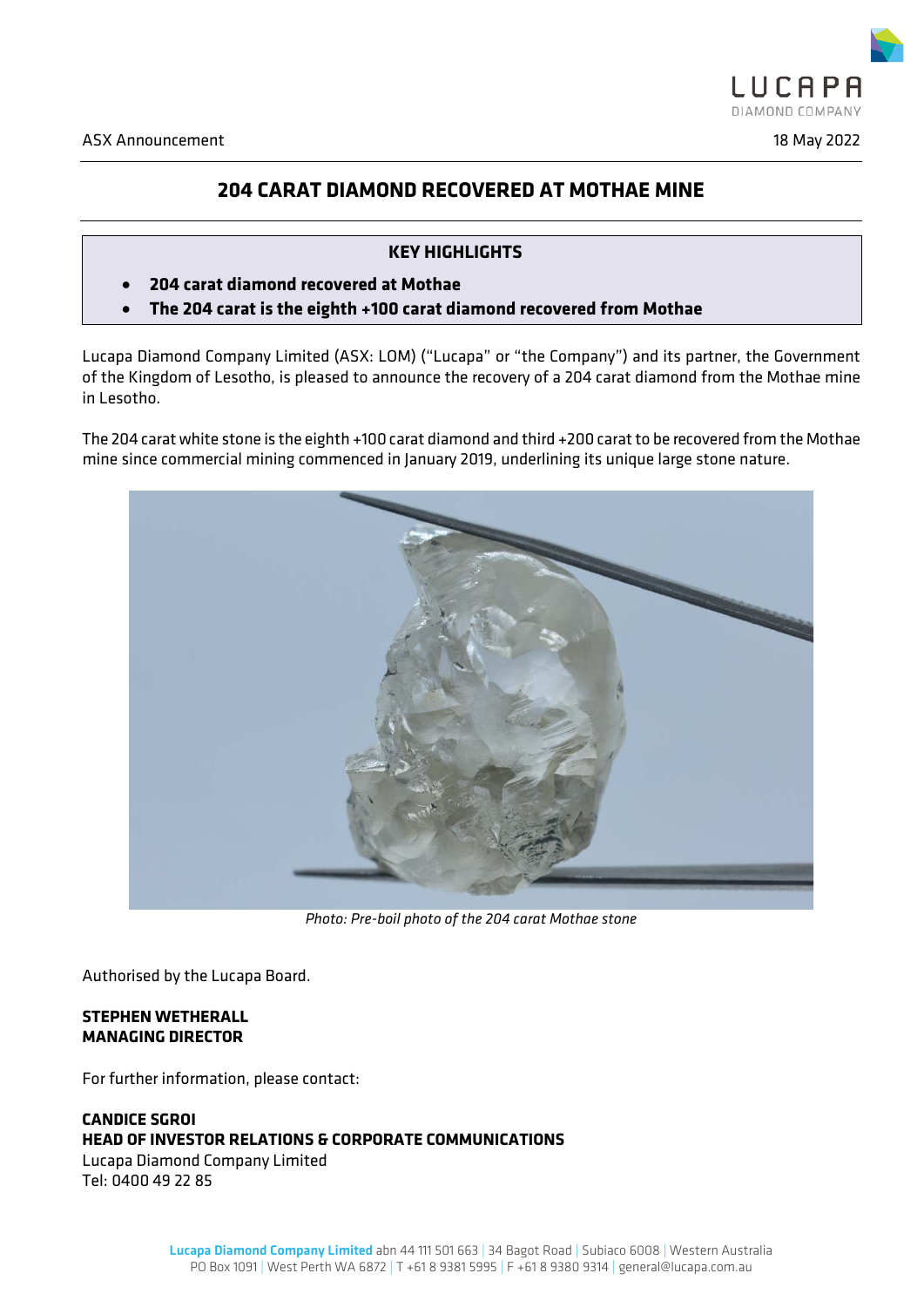ASX Announcement 18 May 2022

# 204 CARAT DIAMOND RECOVERED AT MOTHAE MINE

**KEY HIGHLIGHTS**

- **204 carat diamond recovered at Mothae**
- **The 204 carat is the eighth +100 carat diamond recovered from Mothae**

Lucapa Diamond Company Limited (ASX: LOM) ("Lucapa" or "the Company") and its partner, the Government of the Kingdom of Lesotho, is pleased to announce the recovery of a 204 carat diamond from the Mothae mine in Lesotho.

The 204 carat white stone is the eighth +100 carat diamond and third +200 carat to be recovered from the Mothae mine since commercial mining commenced in January 2019, underlining its unique large stone nature.

*Photo: Pre-boil photo of the 204 carat Mothae stone*

Authorised by the Lucapa Board.

**STEPHEN WETHERALL**
**MANAGING DIRECTOR**

For further information, please contact:

**CANDICE SGROI**
**HEAD OF INVESTOR RELATIONS & CORPORATE COMMUNICATIONS**
Lucapa Diamond Company Limited
Tel: 0400 49 22 85

**Lucapa Diamond Company Limited** abn 44 111 501 663 | 34 Bagot Road | Subiaco 6008 | Western Australia
PO Box 1091 | West Perth WA 6872 | T +61 8 9381 5995 | F +61 8 9380 9314 | general@lucapa.com.au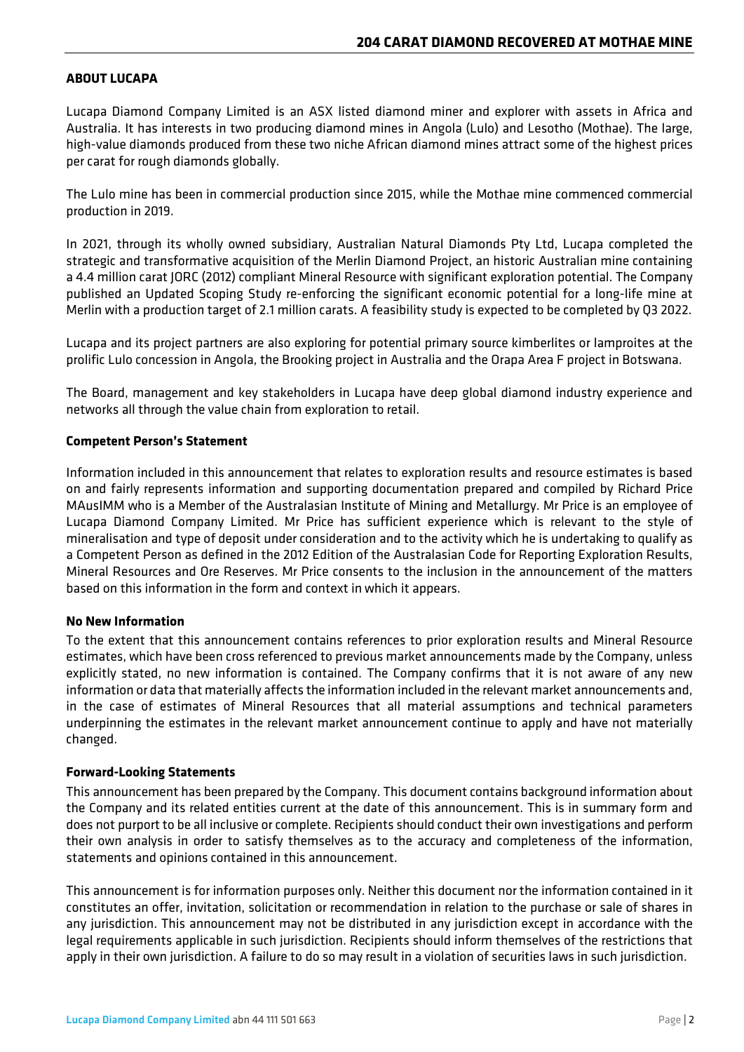## ABOUT LUCAPA

Lucapa Diamond Company Limited is an ASX listed diamond miner and explorer with assets in Africa and Australia. It has interests in two producing diamond mines in Angola (Lulo) and Lesotho (Mothae). The large, high-value diamonds produced from these two niche African diamond mines attract some of the highest prices per carat for rough diamonds globally.

The Lulo mine has been in commercial production since 2015, while the Mothae mine commenced commercial production in 2019.

In 2021, through its wholly owned subsidiary, Australian Natural Diamonds Pty Ltd, Lucapa completed the strategic and transformative acquisition of the Merlin Diamond Project, an historic Australian mine containing a 4.4 million carat JORC (2012) compliant Mineral Resource with significant exploration potential. The Company published an Updated Scoping Study re-enforcing the significant economic potential for a long-life mine at Merlin with a production target of 2.1 million carats. A feasibility study is expected to be completed by Q3 2022.

Lucapa and its project partners are also exploring for potential primary source kimberlites or lamproites at the prolific Lulo concession in Angola, the Brooking project in Australia and the Orapa Area F project in Botswana.

The Board, management and key stakeholders in Lucapa have deep global diamond industry experience and networks all through the value chain from exploration to retail.

### Competent Person's Statement

Information included in this announcement that relates to exploration results and resource estimates is based on and fairly represents information and supporting documentation prepared and compiled by Richard Price MAusIMM who is a Member of the Australasian Institute of Mining and Metallurgy. Mr Price is an employee of Lucapa Diamond Company Limited. Mr Price has sufficient experience which is relevant to the style of mineralisation and type of deposit under consideration and to the activity which he is undertaking to qualify as a Competent Person as defined in the 2012 Edition of the Australasian Code for Reporting Exploration Results, Mineral Resources and Ore Reserves. Mr Price consents to the inclusion in the announcement of the matters based on this information in the form and context in which it appears.

### No New Information

To the extent that this announcement contains references to prior exploration results and Mineral Resource estimates, which have been cross referenced to previous market announcements made by the Company, unless explicitly stated, no new information is contained. The Company confirms that it is not aware of any new information or data that materially affects the information included in the relevant market announcements and, in the case of estimates of Mineral Resources that all material assumptions and technical parameters underpinning the estimates in the relevant market announcement continue to apply and have not materially changed.

### Forward-Looking Statements

This announcement has been prepared by the Company. This document contains background information about the Company and its related entities current at the date of this announcement. This is in summary form and does not purport to be all inclusive or complete. Recipients should conduct their own investigations and perform their own analysis in order to satisfy themselves as to the accuracy and completeness of the information, statements and opinions contained in this announcement.

This announcement is for information purposes only. Neither this document nor the information contained in it constitutes an offer, invitation, solicitation or recommendation in relation to the purchase or sale of shares in any jurisdiction. This announcement may not be distributed in any jurisdiction except in accordance with the legal requirements applicable in such jurisdiction. Recipients should inform themselves of the restrictions that apply in their own jurisdiction. A failure to do so may result in a violation of securities laws in such jurisdiction.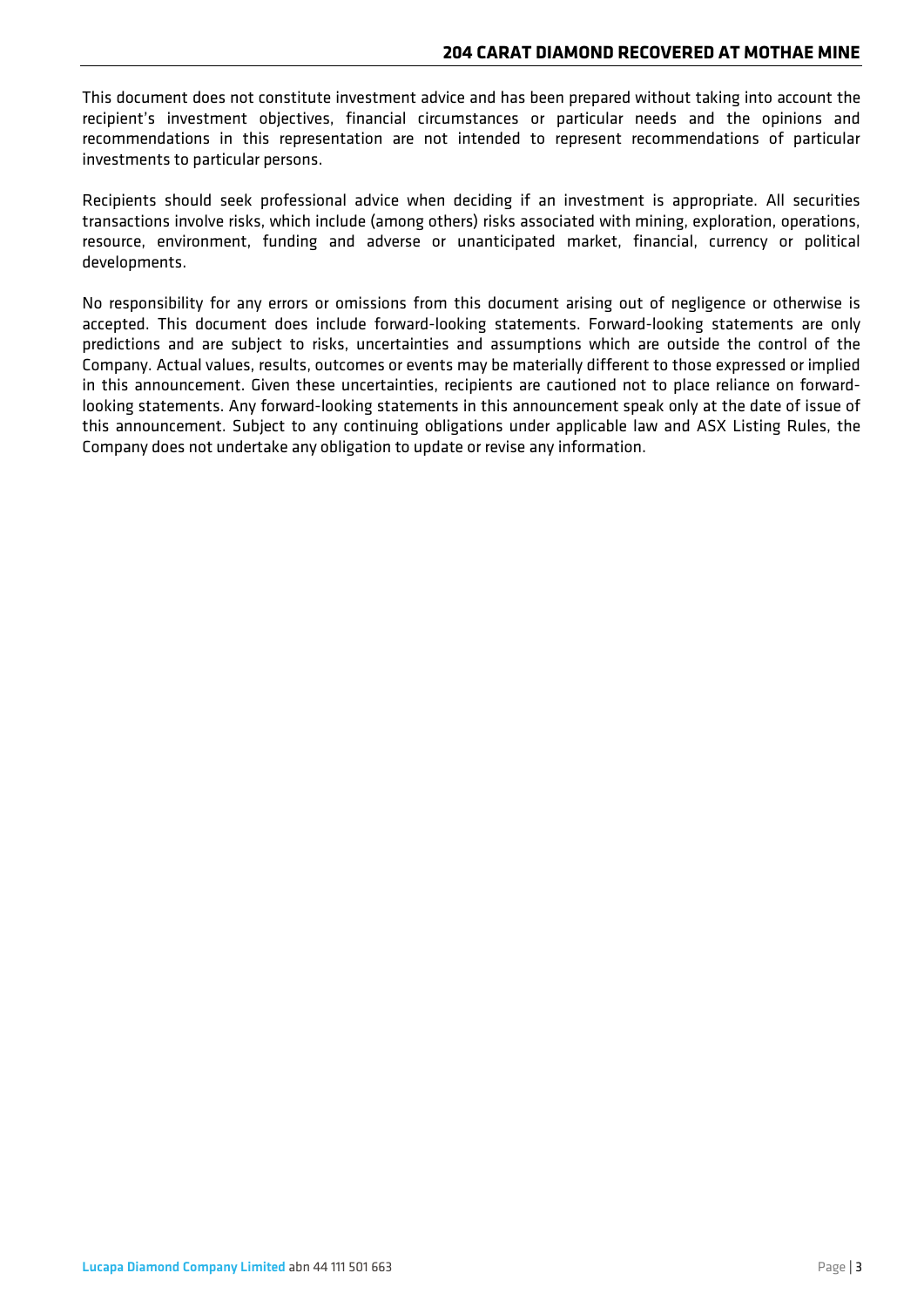This document does not constitute investment advice and has been prepared without taking into account the recipient's investment objectives, financial circumstances or particular needs and the opinions and recommendations in this representation are not intended to represent recommendations of particular investments to particular persons.

Recipients should seek professional advice when deciding if an investment is appropriate. All securities transactions involve risks, which include (among others) risks associated with mining, exploration, operations, resource, environment, funding and adverse or unanticipated market, financial, currency or political developments.

No responsibility for any errors or omissions from this document arising out of negligence or otherwise is accepted. This document does include forward-looking statements. Forward-looking statements are only predictions and are subject to risks, uncertainties and assumptions which are outside the control of the Company. Actual values, results, outcomes or events may be materially different to those expressed or implied in this announcement. Given these uncertainties, recipients are cautioned not to place reliance on forward-looking statements. Any forward-looking statements in this announcement speak only at the date of issue of this announcement. Subject to any continuing obligations under applicable law and ASX Listing Rules, the Company does not undertake any obligation to update or revise any information.